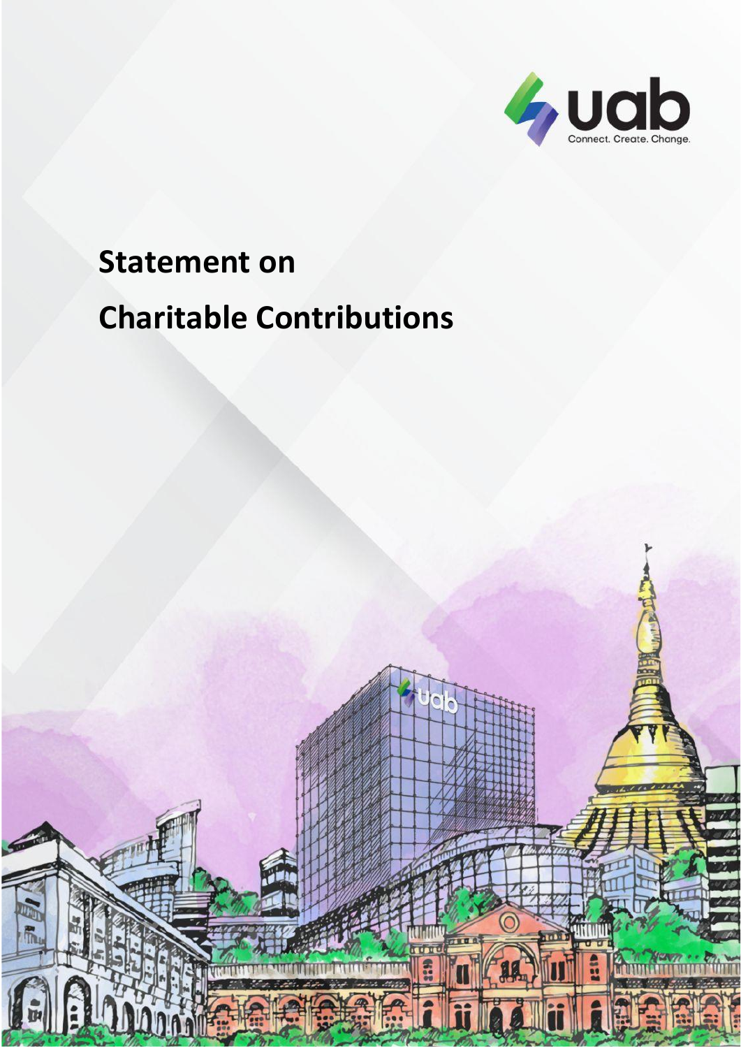# Statement on Charitable Contributions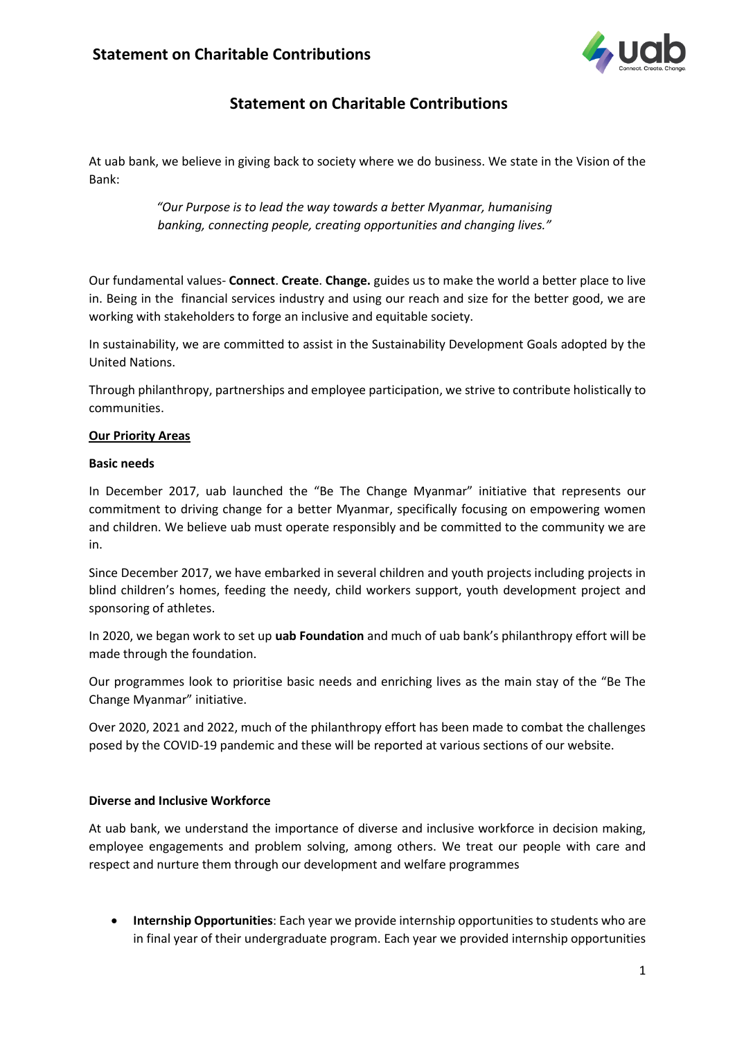# Statement on Charitable Contributions

At uab bank, we believe in giving back to society where we do business. We state in the Vision of the Bank:

> *"Our Purpose is to lead the way towards a better Myanmar, humanising banking, connecting people, creating opportunities and changing lives."*

Our fundamental values- **Connect**. **Create**. **Change.** guides us to make the world a better place to live in. Being in the financial services industry and using our reach and size for the better good, we are working with stakeholders to forge an inclusive and equitable society.

In sustainability, we are committed to assist in the Sustainability Development Goals adopted by the United Nations.

Through philanthropy, partnerships and employee participation, we strive to contribute holistically to communities.

## Our Priority Areas

### Basic needs

In December 2017, uab launched the "Be The Change Myanmar" initiative that represents our commitment to driving change for a better Myanmar, specifically focusing on empowering women and children. We believe uab must operate responsibly and be committed to the community we are in.

Since December 2017, we have embarked in several children and youth projects including projects in blind children's homes, feeding the needy, child workers support, youth development project and sponsoring of athletes.

In 2020, we began work to set up **uab Foundation** and much of uab bank's philanthropy effort will be made through the foundation.

Our programmes look to prioritise basic needs and enriching lives as the main stay of the "Be The Change Myanmar" initiative.

Over 2020, 2021 and 2022, much of the philanthropy effort has been made to combat the challenges posed by the COVID-19 pandemic and these will be reported at various sections of our website.

### Diverse and Inclusive Workforce

At uab bank, we understand the importance of diverse and inclusive workforce in decision making, employee engagements and problem solving, among others. We treat our people with care and respect and nurture them through our development and welfare programmes

- **Internship Opportunities**: Each year we provide internship opportunities to students who are in final year of their undergraduate program. Each year we provided internship opportunities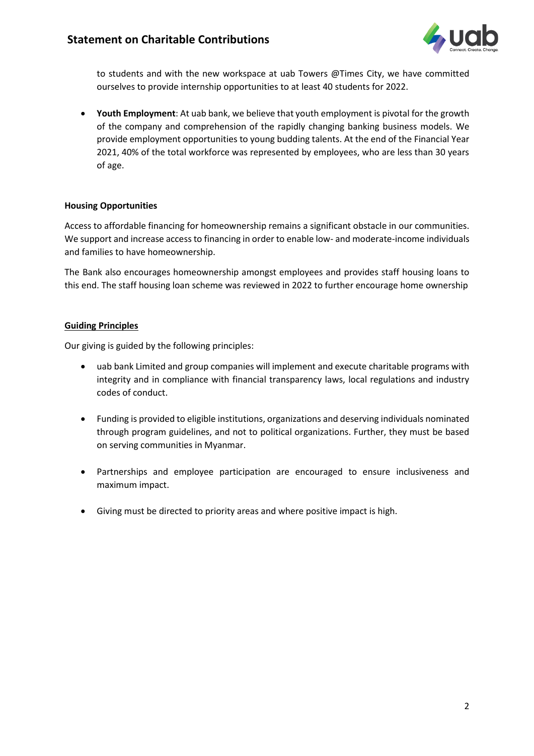to students and with the new workspace at uab Towers @Times City, we have committed ourselves to provide internship opportunities to at least 40 students for 2022.

- **Youth Employment**: At uab bank, we believe that youth employment is pivotal for the growth of the company and comprehension of the rapidly changing banking business models. We provide employment opportunities to young budding talents. At the end of the Financial Year 2021, 40% of the total workforce was represented by employees, who are less than 30 years of age.

**Housing Opportunities**

Access to affordable financing for homeownership remains a significant obstacle in our communities. We support and increase access to financing in order to enable low- and moderate-income individuals and families to have homeownership.

The Bank also encourages homeownership amongst employees and provides staff housing loans to this end. The staff housing loan scheme was reviewed in 2022 to further encourage home ownership

**Guiding Principles**

Our giving is guided by the following principles:

- uab bank Limited and group companies will implement and execute charitable programs with integrity and in compliance with financial transparency laws, local regulations and industry codes of conduct.

- Funding is provided to eligible institutions, organizations and deserving individuals nominated through program guidelines, and not to political organizations. Further, they must be based on serving communities in Myanmar.

- Partnerships and employee participation are encouraged to ensure inclusiveness and maximum impact.

- Giving must be directed to priority areas and where positive impact is high.